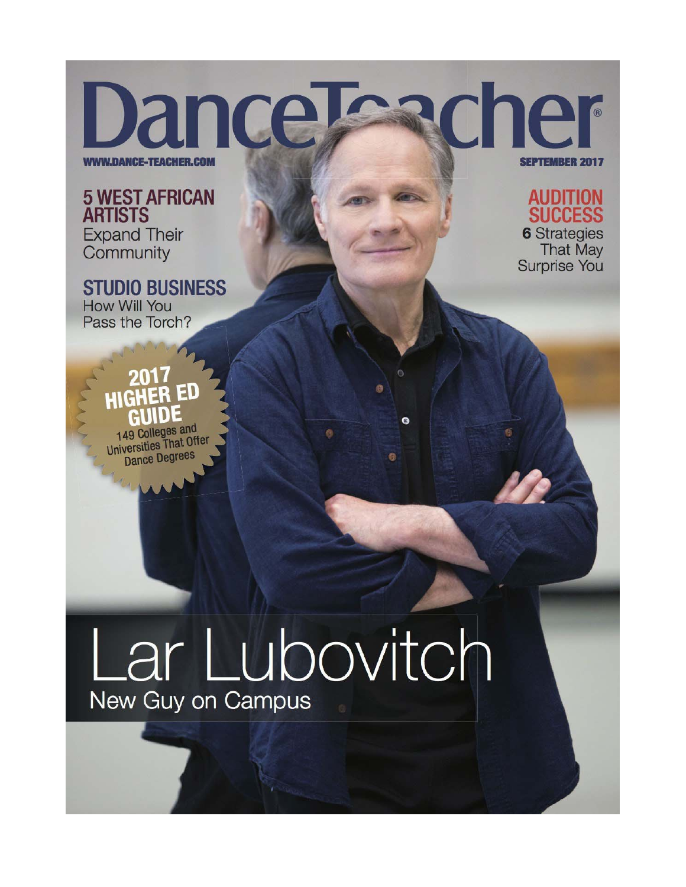# DanceTeacher®

WWW.DANCE-TEACHER.COM

SEPTEMBER 2017

## 5 WEST AFRICAN ARTISTS
Expand Their Community

## STUDIO BUSINESS
How Will You Pass the Torch?

## 2017 HIGHER ED GUIDE
149 Colleges and Universities That Offer Dance Degrees

## AUDITION SUCCESS
**6** Strategies That May Surprise You

# Lar Lubovitch
New Guy on Campus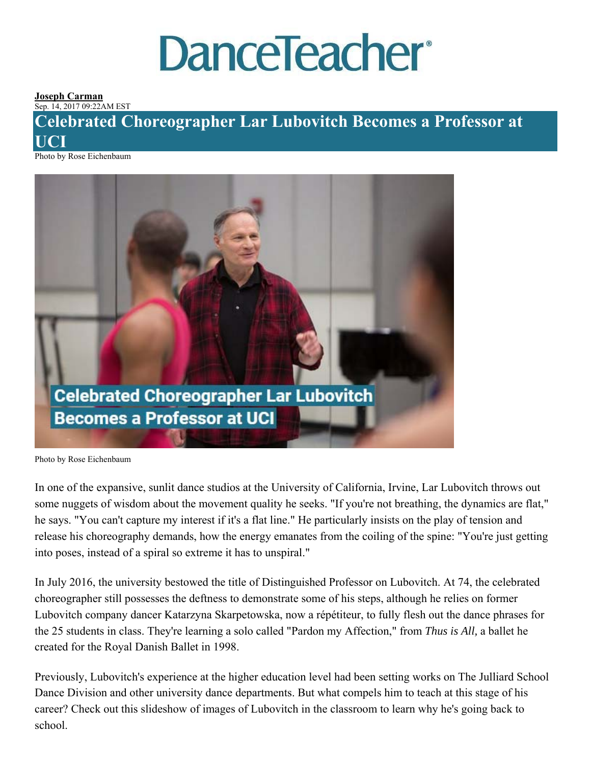# DanceTeacher

**Joseph Carman**
Sep. 14, 2017 09:22AM EST

## Celebrated Choreographer Lar Lubovitch Becomes a Professor at UCI

Photo by Rose Eichenbaum

Photo by Rose Eichenbaum

In one of the expansive, sunlit dance studios at the University of California, Irvine, Lar Lubovitch throws out some nuggets of wisdom about the movement quality he seeks. "If you're not breathing, the dynamics are flat," he says. "You can't capture my interest if it's a flat line." He particularly insists on the play of tension and release his choreography demands, how the energy emanates from the coiling of the spine: "You're just getting into poses, instead of a spiral so extreme it has to unspiral."

In July 2016, the university bestowed the title of Distinguished Professor on Lubovitch. At 74, the celebrated choreographer still possesses the deftness to demonstrate some of his steps, although he relies on former Lubovitch company dancer Katarzyna Skarpetowska, now a répétiteur, to fully flesh out the dance phrases for the 25 students in class. They're learning a solo called "Pardon my Affection," from *Thus is All,* a ballet he created for the Royal Danish Ballet in 1998.

Previously, Lubovitch's experience at the higher education level had been setting works on The Julliard School Dance Division and other university dance departments. But what compels him to teach at this stage of his career? Check out this slideshow of images of Lubovitch in the classroom to learn why he's going back to school.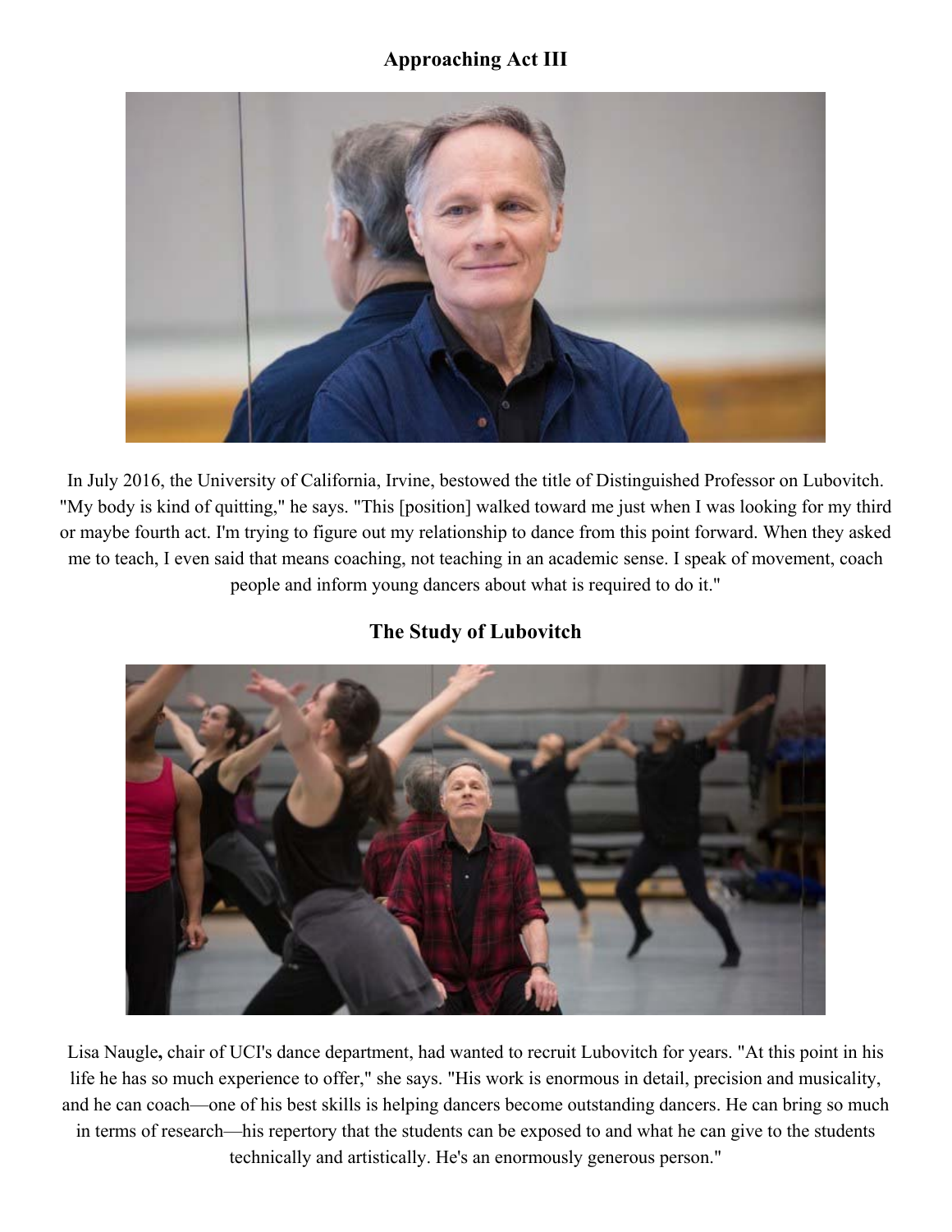## Approaching Act III

In July 2016, the University of California, Irvine, bestowed the title of Distinguished Professor on Lubovitch. "My body is kind of quitting," he says. "This [position] walked toward me just when I was looking for my third or maybe fourth act. I'm trying to figure out my relationship to dance from this point forward. When they asked me to teach, I even said that means coaching, not teaching in an academic sense. I speak of movement, coach people and inform young dancers about what is required to do it."

## The Study of Lubovitch

Lisa Naugle**,** chair of UCI's dance department, had wanted to recruit Lubovitch for years. "At this point in his life he has so much experience to offer," she says. "His work is enormous in detail, precision and musicality, and he can coach—one of his best skills is helping dancers become outstanding dancers. He can bring so much in terms of research—his repertory that the students can be exposed to and what he can give to the students technically and artistically. He's an enormously generous person."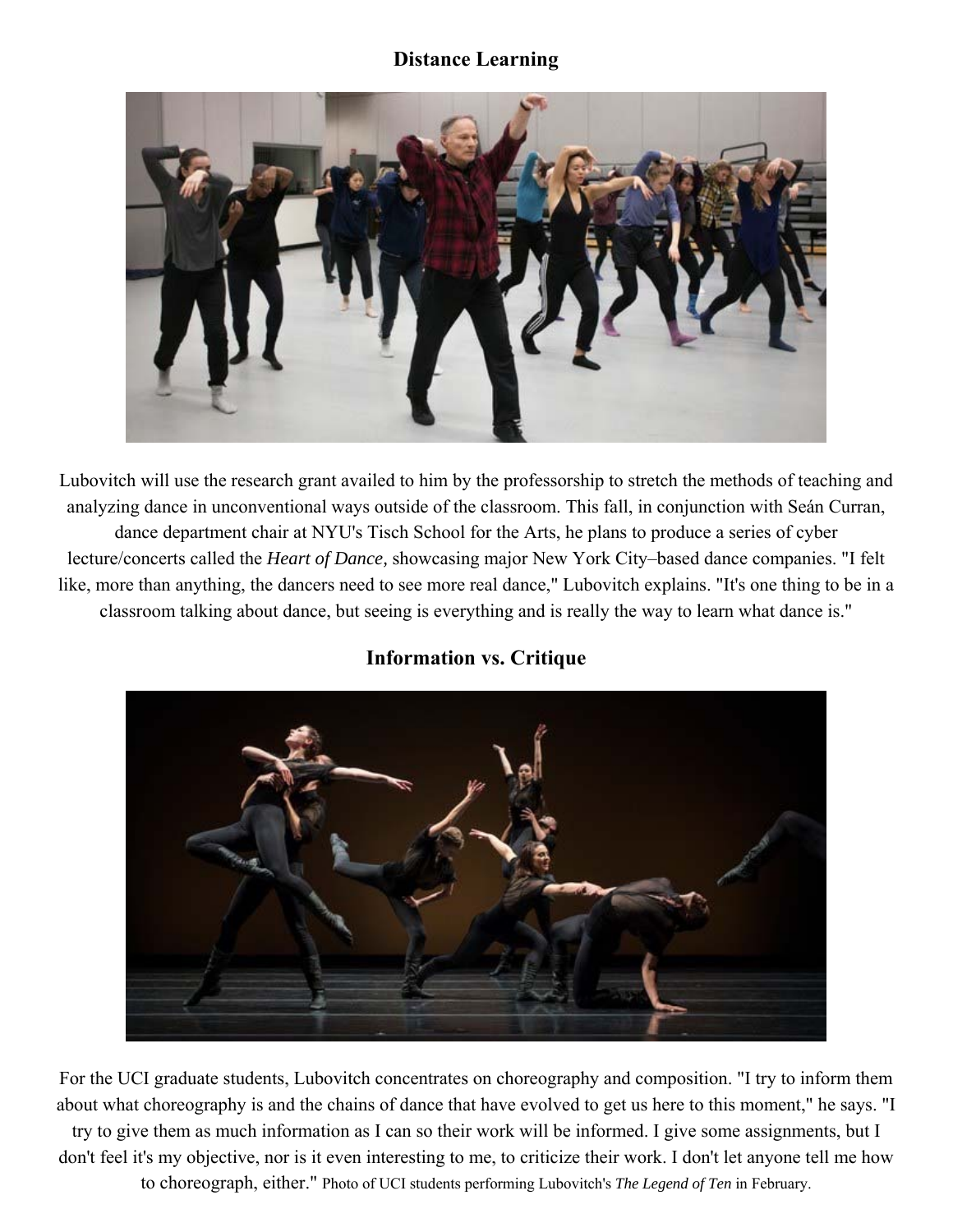## Distance Learning

Lubovitch will use the research grant availed to him by the professorship to stretch the methods of teaching and analyzing dance in unconventional ways outside of the classroom. This fall, in conjunction with Seán Curran, dance department chair at NYU's Tisch School for the Arts, he plans to produce a series of cyber lecture/concerts called the *Heart of Dance,* showcasing major New York City–based dance companies. "I felt like, more than anything, the dancers need to see more real dance," Lubovitch explains. "It's one thing to be in a classroom talking about dance, but seeing is everything and is really the way to learn what dance is."

## Information vs. Critique

For the UCI graduate students, Lubovitch concentrates on choreography and composition. "I try to inform them about what choreography is and the chains of dance that have evolved to get us here to this moment," he says. "I try to give them as much information as I can so their work will be informed. I give some assignments, but I don't feel it's my objective, nor is it even interesting to me, to criticize their work. I don't let anyone tell me how to choreograph, either." Photo of UCI students performing Lubovitch's *The Legend of Ten* in February.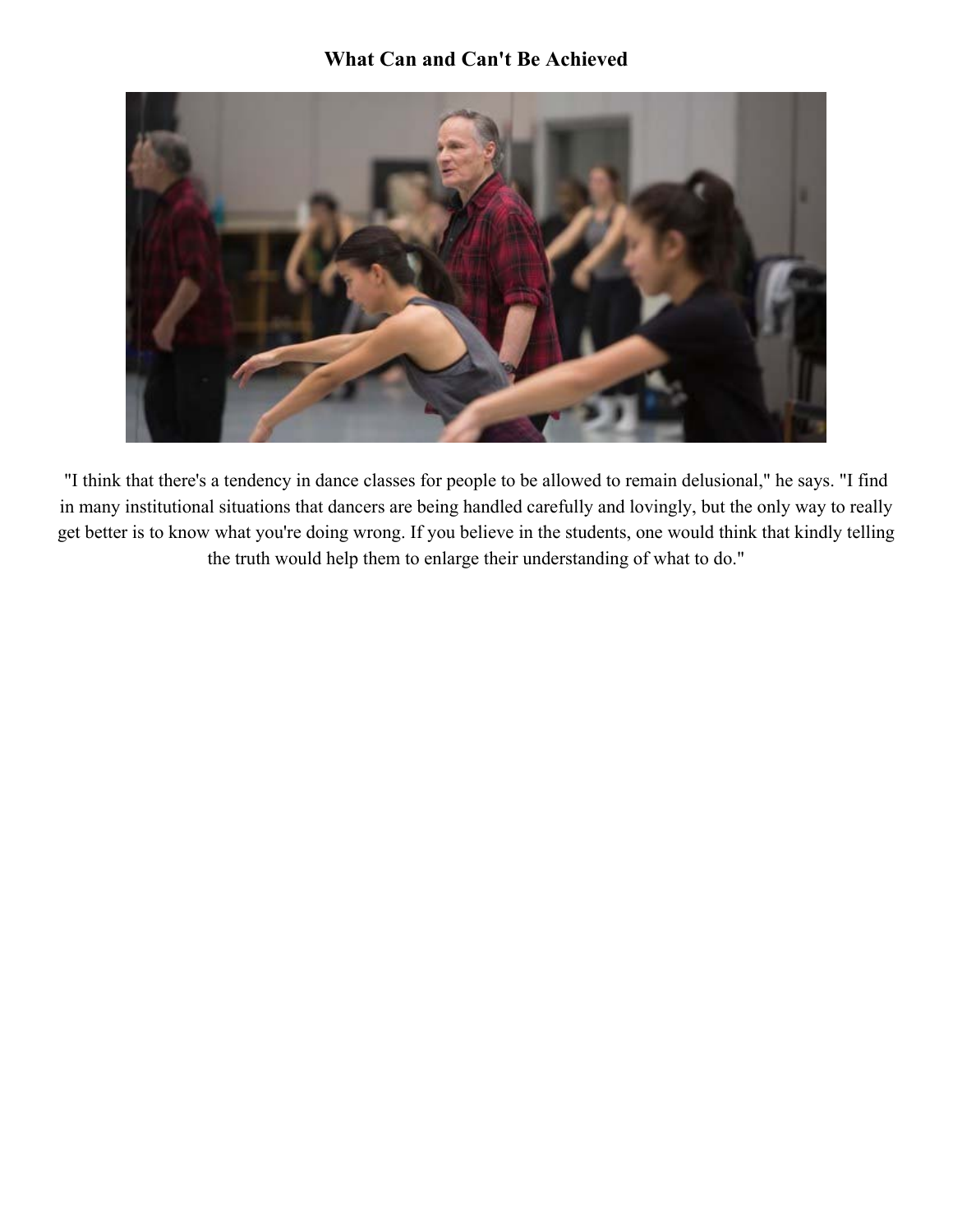## What Can and Can't Be Achieved

"I think that there's a tendency in dance classes for people to be allowed to remain delusional," he says. "I find in many institutional situations that dancers are being handled carefully and lovingly, but the only way to really get better is to know what you're doing wrong. If you believe in the students, one would think that kindly telling the truth would help them to enlarge their understanding of what to do."